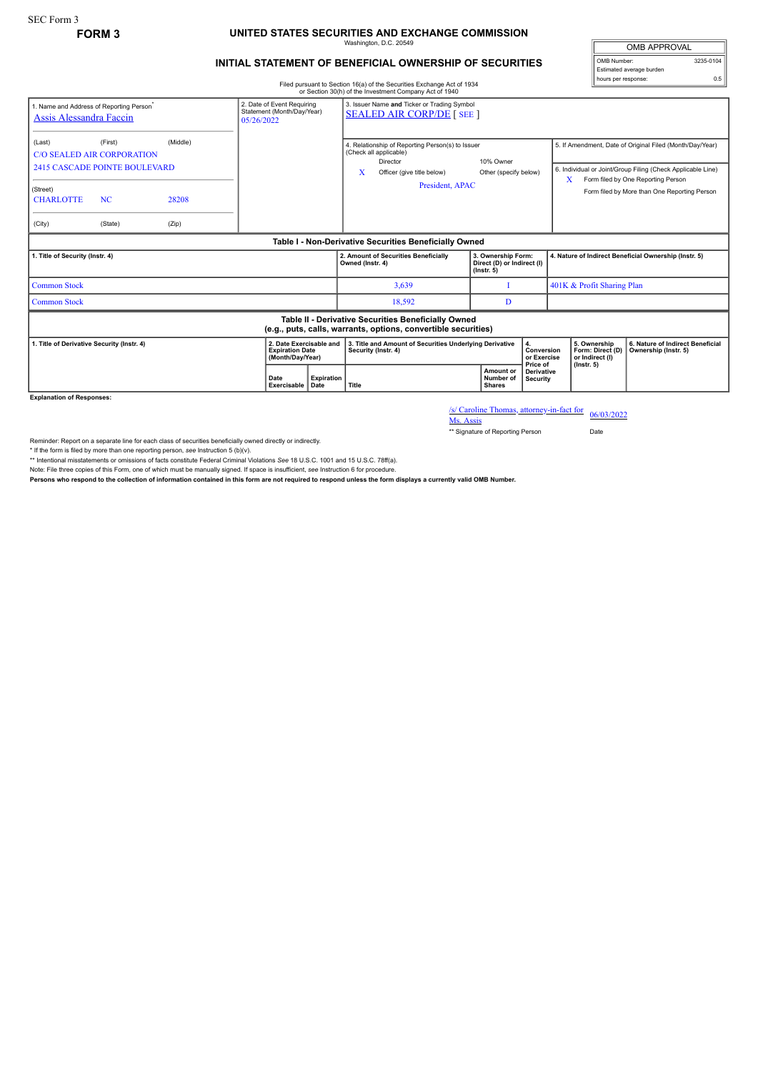SEC Form 3

**FORM 3**

# UNITED STATES SECURITIES AND EXCHANGE COMMISSION

Washington, D.C. 20549

## INITIAL STATEMENT OF BENEFICIAL OWNERSHIP OF SECURITIES

| OMB APPROVAL | |
|---|---|
| OMB Number: | 3235-0104 |
| Estimated average burden | |
| hours per response: | 0.5 |

Filed pursuant to Section 16(a) of the Securities Exchange Act of 1934 or Section 30(h) of the Investment Company Act of 1940

| 1. Name and Address of Reporting Person* | 2. Date of Event Requiring Statement (Month/Day/Year) | 3. Issuer Name and Ticker or Trading Symbol |
|---|---|---|
| Assis Alessandra Faccin | 05/26/2022 | SEALED AIR CORP/DE [ SEE ] |
| (Last) (First) (Middle) C/O SEALED AIR CORPORATION 2415 CASCADE POINTE BOULEVARD | | 4. Relationship of Reporting Person(s) to Issuer (Check all applicable): Director; 10% Owner; X Officer (give title below); Other (specify below) — President, APAC |
| (Street) CHARLOTTE NC 28208 | | 5. If Amendment, Date of Original Filed (Month/Day/Year) |
| (City) (State) (Zip) | | 6. Individual or Joint/Group Filing (Check Applicable Line): X Form filed by One Reporting Person; Form filed by More than One Reporting Person |

### Table I - Non-Derivative Securities Beneficially Owned

| 1. Title of Security (Instr. 4) | 2. Amount of Securities Beneficially Owned (Instr. 4) | 3. Ownership Form: Direct (D) or Indirect (I) (Instr. 5) | 4. Nature of Indirect Beneficial Ownership (Instr. 5) |
|---|---|---|---|
| Common Stock | 3,639 | I | 401K & Profit Sharing Plan |
| Common Stock | 18,592 | D | |

### Table II - Derivative Securities Beneficially Owned (e.g., puts, calls, warrants, options, convertible securities)

| 1. Title of Derivative Security (Instr. 4) | 2. Date Exercisable and Expiration Date (Month/Day/Year) | | 3. Title and Amount of Securities Underlying Derivative Security (Instr. 4) | | 4. Conversion or Exercise Price of Derivative Security | 5. Ownership Form: Direct (D) or Indirect (I) (Instr. 5) | 6. Nature of Indirect Beneficial Ownership (Instr. 5) |
|---|---|---|---|---|---|---|---|
| | Date Exercisable | Expiration Date | Title | Amount or Number of Shares | | | |

**Explanation of Responses:**

/s/ Caroline Thomas, attorney-in-fact for Ms. Assis — 06/03/2022

** Signature of Reporting Person — Date

Reminder: Report on a separate line for each class of securities beneficially owned directly or indirectly.

* If the form is filed by more than one reporting person, *see* Instruction 5 (b)(v).

** Intentional misstatements or omissions of facts constitute Federal Criminal Violations *See* 18 U.S.C. 1001 and 15 U.S.C. 78ff(a).

Note: File three copies of this Form, one of which must be manually signed. If space is insufficient, *see* Instruction 6 for procedure.

**Persons who respond to the collection of information contained in this form are not required to respond unless the form displays a currently valid OMB Number.**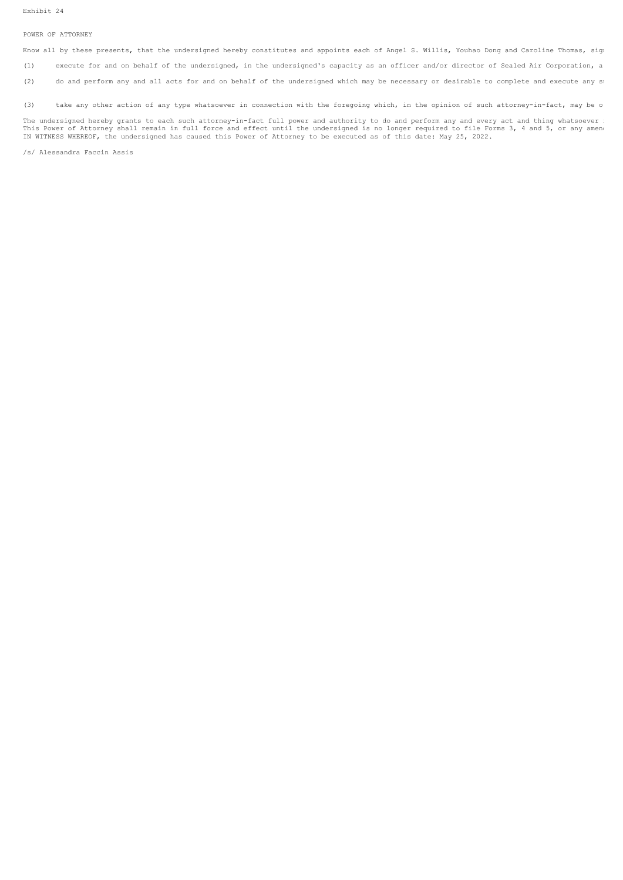Exhibit 24

POWER OF ATTORNEY

Know all by these presents, that the undersigned hereby constitutes and appoints each of Angel S. Willis, Youhao Dong and Caroline Thomas, sig

(1) execute for and on behalf of the undersigned, in the undersigned's capacity as an officer and/or director of Sealed Air Corporation, a

(2) do and perform any and all acts for and on behalf of the undersigned which may be necessary or desirable to complete and execute any s

(3) take any other action of any type whatsoever in connection with the foregoing which, in the opinion of such attorney-in-fact, may be o

The undersigned hereby grants to each such attorney-in-fact full power and authority to do and perform any and every act and thing whatsoever
This Power of Attorney shall remain in full force and effect until the undersigned is no longer required to file Forms 3, 4 and 5, or any amen
IN WITNESS WHEREOF, the undersigned has caused this Power of Attorney to be executed as of this date: May 25, 2022.

/s/ Alessandra Faccin Assis